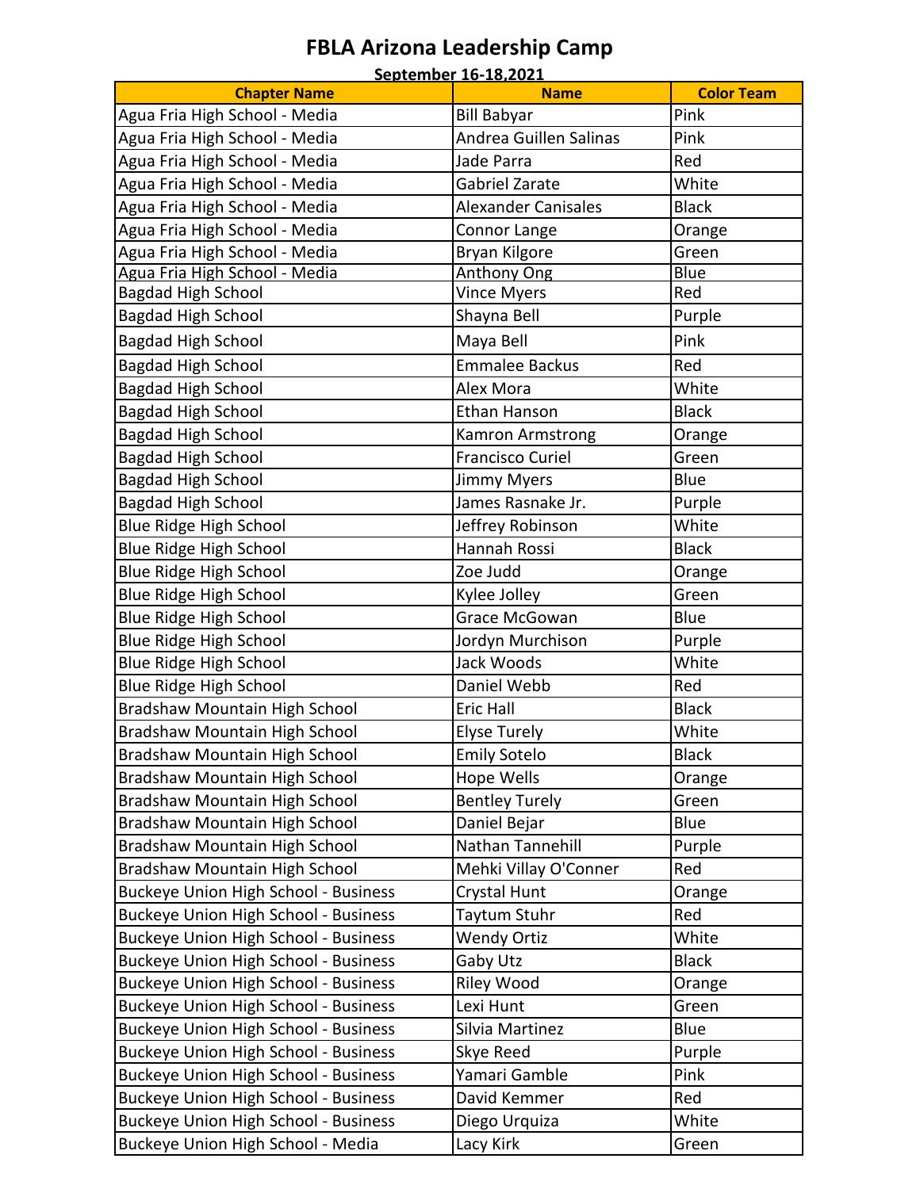# FBLA Arizona Leadership Camp

**September 16-18,2021**

| Chapter Name | Name | Color Team |
|---|---|---|
| Agua Fria High School - Media | Bill Babyar | Pink |
| Agua Fria High School - Media | Andrea Guillen Salinas | Pink |
| Agua Fria High School - Media | Jade Parra | Red |
| Agua Fria High School - Media | Gabriel Zarate | White |
| Agua Fria High School - Media | Alexander Canisales | Black |
| Agua Fria High School - Media | Connor Lange | Orange |
| Agua Fria High School - Media | Bryan Kilgore | Green |
| Agua Fria High School - Media | Anthony Ong | Blue |
| Bagdad High School | Vince Myers | Red |
| Bagdad High School | Shayna Bell | Purple |
| Bagdad High School | Maya Bell | Pink |
| Bagdad High School | Emmalee Backus | Red |
| Bagdad High School | Alex Mora | White |
| Bagdad High School | Ethan Hanson | Black |
| Bagdad High School | Kamron Armstrong | Orange |
| Bagdad High School | Francisco Curiel | Green |
| Bagdad High School | Jimmy Myers | Blue |
| Bagdad High School | James Rasnake Jr. | Purple |
| Blue Ridge High School | Jeffrey Robinson | White |
| Blue Ridge High School | Hannah Rossi | Black |
| Blue Ridge High School | Zoe Judd | Orange |
| Blue Ridge High School | Kylee Jolley | Green |
| Blue Ridge High School | Grace McGowan | Blue |
| Blue Ridge High School | Jordyn Murchison | Purple |
| Blue Ridge High School | Jack Woods | White |
| Blue Ridge High School | Daniel Webb | Red |
| Bradshaw Mountain High School | Eric Hall | Black |
| Bradshaw Mountain High School | Elyse Turely | White |
| Bradshaw Mountain High School | Emily Sotelo | Black |
| Bradshaw Mountain High School | Hope Wells | Orange |
| Bradshaw Mountain High School | Bentley Turely | Green |
| Bradshaw Mountain High School | Daniel Bejar | Blue |
| Bradshaw Mountain High School | Nathan Tannehill | Purple |
| Bradshaw Mountain High School | Mehki Villay O'Conner | Red |
| Buckeye Union High School - Business | Crystal Hunt | Orange |
| Buckeye Union High School - Business | Taytum Stuhr | Red |
| Buckeye Union High School - Business | Wendy Ortiz | White |
| Buckeye Union High School - Business | Gaby Utz | Black |
| Buckeye Union High School - Business | Riley Wood | Orange |
| Buckeye Union High School - Business | Lexi Hunt | Green |
| Buckeye Union High School - Business | Silvia Martinez | Blue |
| Buckeye Union High School - Business | Skye Reed | Purple |
| Buckeye Union High School - Business | Yamari Gamble | Pink |
| Buckeye Union High School - Business | David Kemmer | Red |
| Buckeye Union High School - Business | Diego Urquiza | White |
| Buckeye Union High School - Media | Lacy Kirk | Green |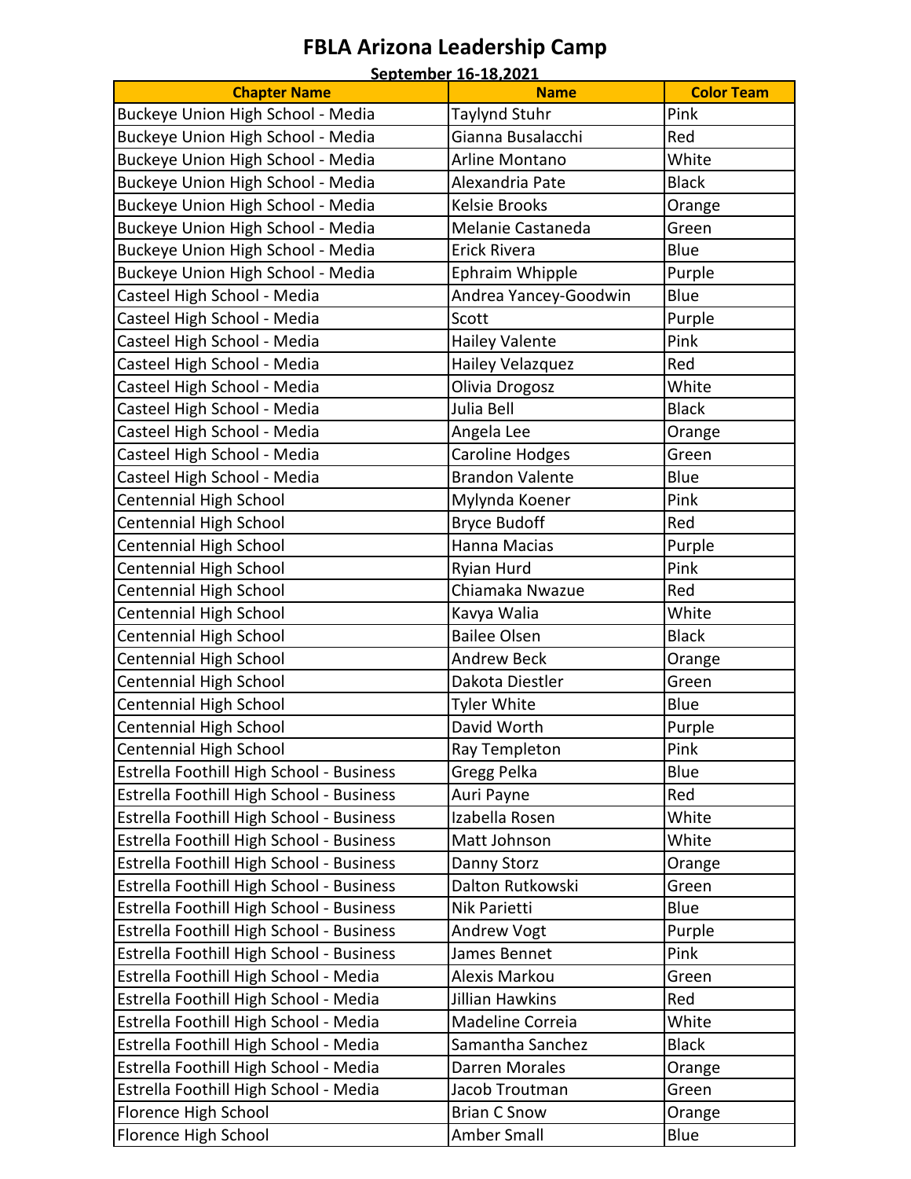# FBLA Arizona Leadership Camp

**September 16-18,2021**

| Chapter Name | Name | Color Team |
|---|---|---|
| Buckeye Union High School - Media | Taylynd Stuhr | Pink |
| Buckeye Union High School - Media | Gianna Busalacchi | Red |
| Buckeye Union High School - Media | Arline Montano | White |
| Buckeye Union High School - Media | Alexandria Pate | Black |
| Buckeye Union High School - Media | Kelsie Brooks | Orange |
| Buckeye Union High School - Media | Melanie Castaneda | Green |
| Buckeye Union High School - Media | Erick Rivera | Blue |
| Buckeye Union High School - Media | Ephraim Whipple | Purple |
| Casteel High School - Media | Andrea Yancey-Goodwin | Blue |
| Casteel High School - Media | Scott | Purple |
| Casteel High School - Media | Hailey Valente | Pink |
| Casteel High School - Media | Hailey Velazquez | Red |
| Casteel High School - Media | Olivia Drogosz | White |
| Casteel High School - Media | Julia Bell | Black |
| Casteel High School - Media | Angela Lee | Orange |
| Casteel High School - Media | Caroline Hodges | Green |
| Casteel High School - Media | Brandon Valente | Blue |
| Centennial High School | Mylynda Koener | Pink |
| Centennial High School | Bryce Budoff | Red |
| Centennial High School | Hanna Macias | Purple |
| Centennial High School | Ryian Hurd | Pink |
| Centennial High School | Chiamaka Nwazue | Red |
| Centennial High School | Kavya Walia | White |
| Centennial High School | Bailee Olsen | Black |
| Centennial High School | Andrew Beck | Orange |
| Centennial High School | Dakota Diestler | Green |
| Centennial High School | Tyler White | Blue |
| Centennial High School | David Worth | Purple |
| Centennial High School | Ray Templeton | Pink |
| Estrella Foothill High School - Business | Gregg Pelka | Blue |
| Estrella Foothill High School - Business | Auri Payne | Red |
| Estrella Foothill High School - Business | Izabella Rosen | White |
| Estrella Foothill High School - Business | Matt Johnson | White |
| Estrella Foothill High School - Business | Danny Storz | Orange |
| Estrella Foothill High School - Business | Dalton Rutkowski | Green |
| Estrella Foothill High School - Business | Nik Parietti | Blue |
| Estrella Foothill High School - Business | Andrew Vogt | Purple |
| Estrella Foothill High School - Business | James Bennet | Pink |
| Estrella Foothill High School - Media | Alexis Markou | Green |
| Estrella Foothill High School - Media | Jillian Hawkins | Red |
| Estrella Foothill High School - Media | Madeline Correia | White |
| Estrella Foothill High School - Media | Samantha Sanchez | Black |
| Estrella Foothill High School - Media | Darren Morales | Orange |
| Estrella Foothill High School - Media | Jacob Troutman | Green |
| Florence High School | Brian C Snow | Orange |
| Florence High School | Amber Small | Blue |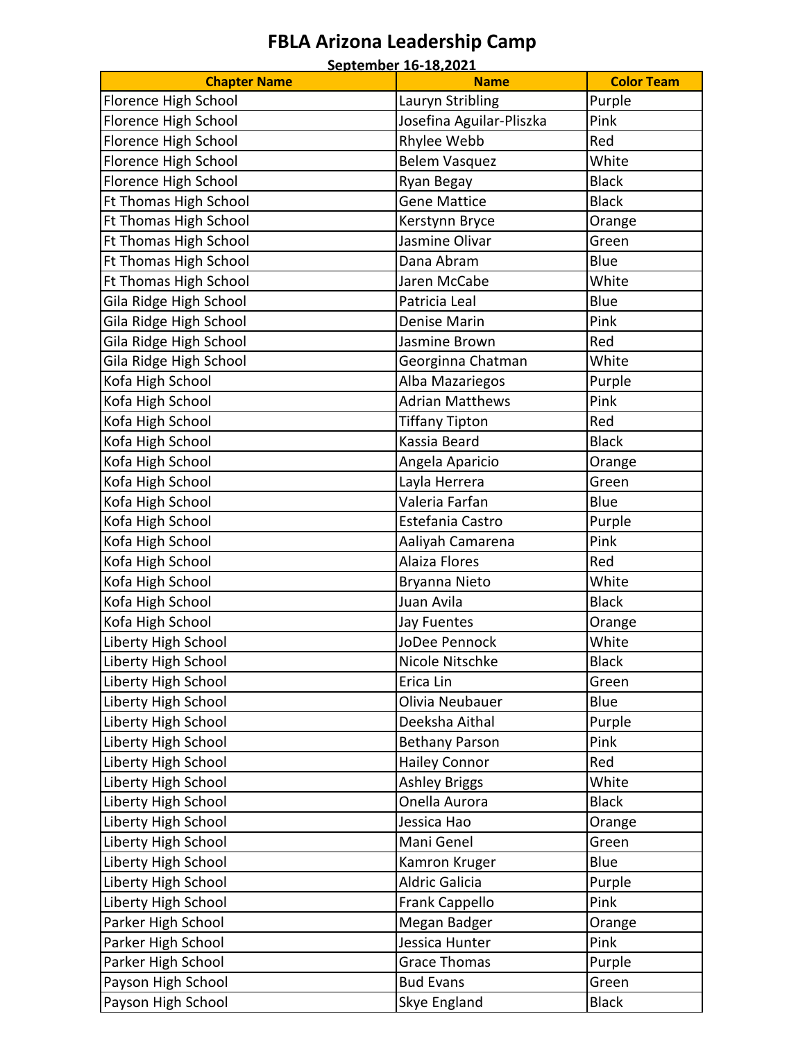# FBLA Arizona Leadership Camp

**September 16-18,2021**

| Chapter Name | Name | Color Team |
| --- | --- | --- |
| Florence High School | Lauryn Stribling | Purple |
| Florence High School | Josefina Aguilar-Pliszka | Pink |
| Florence High School | Rhylee Webb | Red |
| Florence High School | Belem Vasquez | White |
| Florence High School | Ryan Begay | Black |
| Ft Thomas High School | Gene Mattice | Black |
| Ft Thomas High School | Kerstynn Bryce | Orange |
| Ft Thomas High School | Jasmine Olivar | Green |
| Ft Thomas High School | Dana Abram | Blue |
| Ft Thomas High School | Jaren McCabe | White |
| Gila Ridge High School | Patricia Leal | Blue |
| Gila Ridge High School | Denise Marin | Pink |
| Gila Ridge High School | Jasmine Brown | Red |
| Gila Ridge High School | Georginna Chatman | White |
| Kofa High School | Alba Mazariegos | Purple |
| Kofa High School | Adrian Matthews | Pink |
| Kofa High School | Tiffany Tipton | Red |
| Kofa High School | Kassia Beard | Black |
| Kofa High School | Angela Aparicio | Orange |
| Kofa High School | Layla Herrera | Green |
| Kofa High School | Valeria Farfan | Blue |
| Kofa High School | Estefania Castro | Purple |
| Kofa High School | Aaliyah Camarena | Pink |
| Kofa High School | Alaiza Flores | Red |
| Kofa High School | Bryanna Nieto | White |
| Kofa High School | Juan Avila | Black |
| Kofa High School | Jay Fuentes | Orange |
| Liberty High School | JoDee Pennock | White |
| Liberty High School | Nicole Nitschke | Black |
| Liberty High School | Erica Lin | Green |
| Liberty High School | Olivia Neubauer | Blue |
| Liberty High School | Deeksha Aithal | Purple |
| Liberty High School | Bethany Parson | Pink |
| Liberty High School | Hailey Connor | Red |
| Liberty High School | Ashley Briggs | White |
| Liberty High School | Onella Aurora | Black |
| Liberty High School | Jessica Hao | Orange |
| Liberty High School | Mani Genel | Green |
| Liberty High School | Kamron Kruger | Blue |
| Liberty High School | Aldric Galicia | Purple |
| Liberty High School | Frank Cappello | Pink |
| Parker High School | Megan Badger | Orange |
| Parker High School | Jessica Hunter | Pink |
| Parker High School | Grace Thomas | Purple |
| Payson High School | Bud Evans | Green |
| Payson High School | Skye England | Black |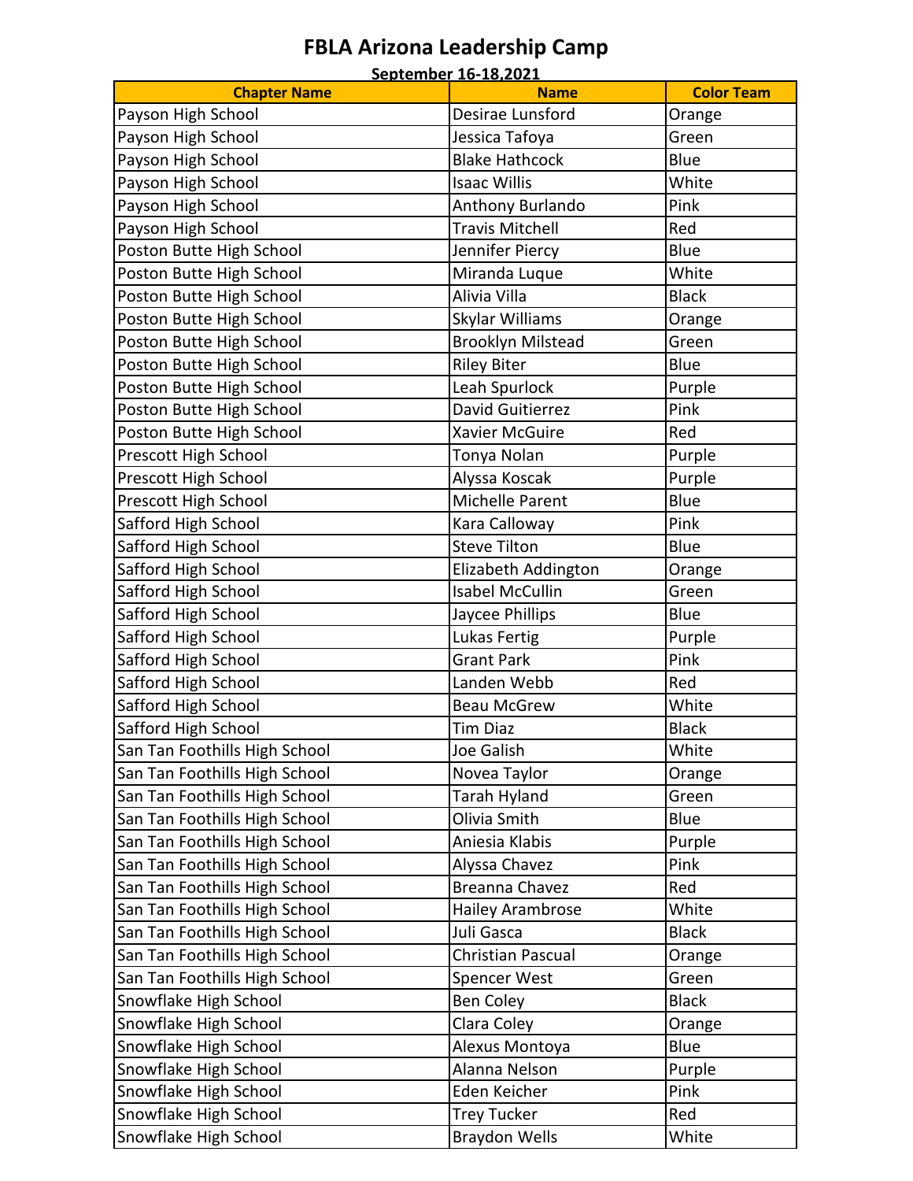# FBLA Arizona Leadership Camp

**September 16-18,2021**

| Chapter Name | Name | Color Team |
|---|---|---|
| Payson High School | Desirae Lunsford | Orange |
| Payson High School | Jessica Tafoya | Green |
| Payson High School | Blake Hathcock | Blue |
| Payson High School | Isaac Willis | White |
| Payson High School | Anthony Burlando | Pink |
| Payson High School | Travis Mitchell | Red |
| Poston Butte High School | Jennifer Piercy | Blue |
| Poston Butte High School | Miranda Luque | White |
| Poston Butte High School | Alivia Villa | Black |
| Poston Butte High School | Skylar Williams | Orange |
| Poston Butte High School | Brooklyn Milstead | Green |
| Poston Butte High School | Riley Biter | Blue |
| Poston Butte High School | Leah Spurlock | Purple |
| Poston Butte High School | David Guitierrez | Pink |
| Poston Butte High School | Xavier McGuire | Red |
| Prescott High School | Tonya Nolan | Purple |
| Prescott High School | Alyssa Koscak | Purple |
| Prescott High School | Michelle Parent | Blue |
| Safford High School | Kara Calloway | Pink |
| Safford High School | Steve Tilton | Blue |
| Safford High School | Elizabeth Addington | Orange |
| Safford High School | Isabel McCullin | Green |
| Safford High School | Jaycee Phillips | Blue |
| Safford High School | Lukas Fertig | Purple |
| Safford High School | Grant Park | Pink |
| Safford High School | Landen Webb | Red |
| Safford High School | Beau McGrew | White |
| Safford High School | Tim Diaz | Black |
| San Tan Foothills High School | Joe Galish | White |
| San Tan Foothills High School | Novea Taylor | Orange |
| San Tan Foothills High School | Tarah Hyland | Green |
| San Tan Foothills High School | Olivia Smith | Blue |
| San Tan Foothills High School | Aniesia Klabis | Purple |
| San Tan Foothills High School | Alyssa Chavez | Pink |
| San Tan Foothills High School | Breanna Chavez | Red |
| San Tan Foothills High School | Hailey Arambrose | White |
| San Tan Foothills High School | Juli Gasca | Black |
| San Tan Foothills High School | Christian Pascual | Orange |
| San Tan Foothills High School | Spencer West | Green |
| Snowflake High School | Ben Coley | Black |
| Snowflake High School | Clara Coley | Orange |
| Snowflake High School | Alexus Montoya | Blue |
| Snowflake High School | Alanna Nelson | Purple |
| Snowflake High School | Eden Keicher | Pink |
| Snowflake High School | Trey Tucker | Red |
| Snowflake High School | Braydon Wells | White |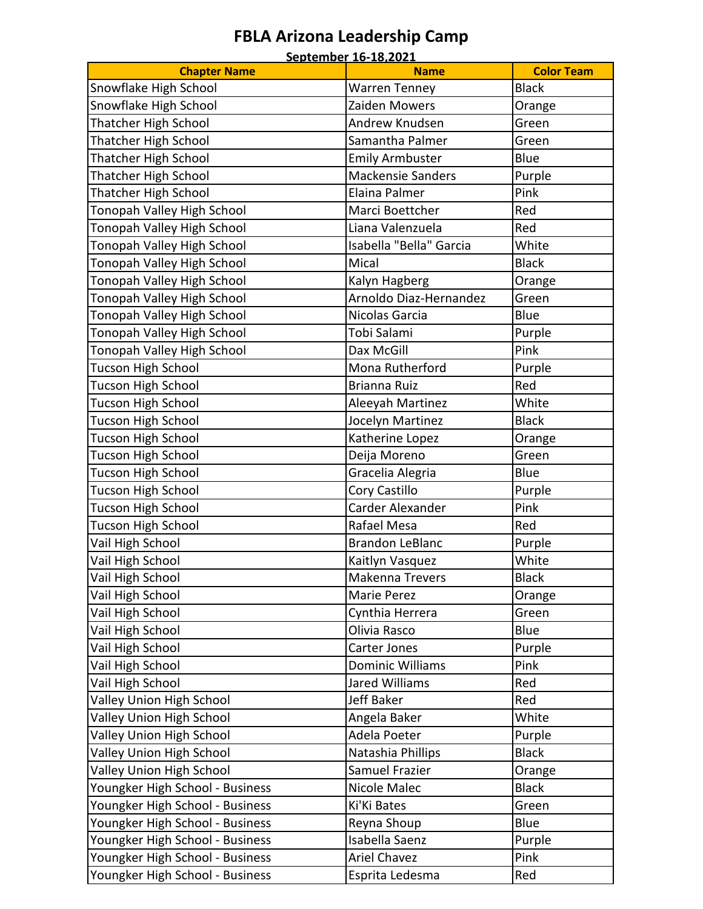# FBLA Arizona Leadership Camp

**September 16-18,2021**

| Chapter Name | Name | Color Team |
|---|---|---|
| Snowflake High School | Warren Tenney | Black |
| Snowflake High School | Zaiden Mowers | Orange |
| Thatcher High School | Andrew Knudsen | Green |
| Thatcher High School | Samantha Palmer | Green |
| Thatcher High School | Emily Armbuster | Blue |
| Thatcher High School | Mackensie Sanders | Purple |
| Thatcher High School | Elaina Palmer | Pink |
| Tonopah Valley High School | Marci Boettcher | Red |
| Tonopah Valley High School | Liana Valenzuela | Red |
| Tonopah Valley High School | Isabella "Bella" Garcia | White |
| Tonopah Valley High School | Mical | Black |
| Tonopah Valley High School | Kalyn Hagberg | Orange |
| Tonopah Valley High School | Arnoldo Diaz-Hernandez | Green |
| Tonopah Valley High School | Nicolas Garcia | Blue |
| Tonopah Valley High School | Tobi Salami | Purple |
| Tonopah Valley High School | Dax McGill | Pink |
| Tucson High School | Mona Rutherford | Purple |
| Tucson High School | Brianna Ruiz | Red |
| Tucson High School | Aleeyah Martinez | White |
| Tucson High School | Jocelyn Martinez | Black |
| Tucson High School | Katherine Lopez | Orange |
| Tucson High School | Deija Moreno | Green |
| Tucson High School | Gracelia Alegria | Blue |
| Tucson High School | Cory Castillo | Purple |
| Tucson High School | Carder Alexander | Pink |
| Tucson High School | Rafael Mesa | Red |
| Vail High School | Brandon LeBlanc | Purple |
| Vail High School | Kaitlyn Vasquez | White |
| Vail High School | Makenna Trevers | Black |
| Vail High School | Marie Perez | Orange |
| Vail High School | Cynthia Herrera | Green |
| Vail High School | Olivia Rasco | Blue |
| Vail High School | Carter Jones | Purple |
| Vail High School | Dominic Williams | Pink |
| Vail High School | Jared Williams | Red |
| Valley Union High School | Jeff Baker | Red |
| Valley Union High School | Angela Baker | White |
| Valley Union High School | Adela Poeter | Purple |
| Valley Union High School | Natashia Phillips | Black |
| Valley Union High School | Samuel Frazier | Orange |
| Youngker High School - Business | Nicole Malec | Black |
| Youngker High School - Business | Ki'Ki Bates | Green |
| Youngker High School - Business | Reyna Shoup | Blue |
| Youngker High School - Business | Isabella Saenz | Purple |
| Youngker High School - Business | Ariel Chavez | Pink |
| Youngker High School - Business | Esprita Ledesma | Red |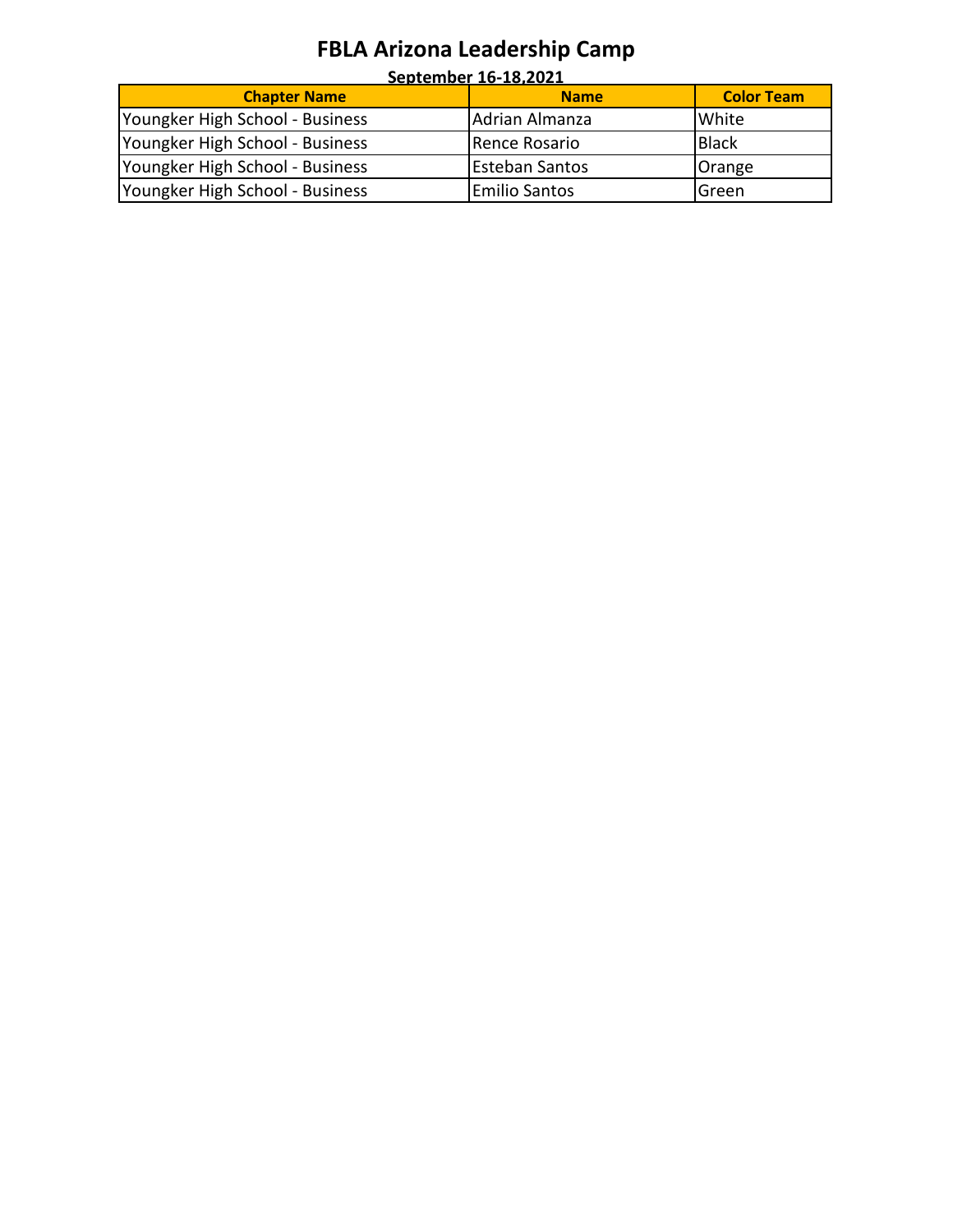# FBLA Arizona Leadership Camp

**September 16-18,2021**

| Chapter Name | Name | Color Team |
| --- | --- | --- |
| Youngker High School - Business | Adrian Almanza | White |
| Youngker High School - Business | Rence Rosario | Black |
| Youngker High School - Business | Esteban Santos | Orange |
| Youngker High School - Business | Emilio Santos | Green |